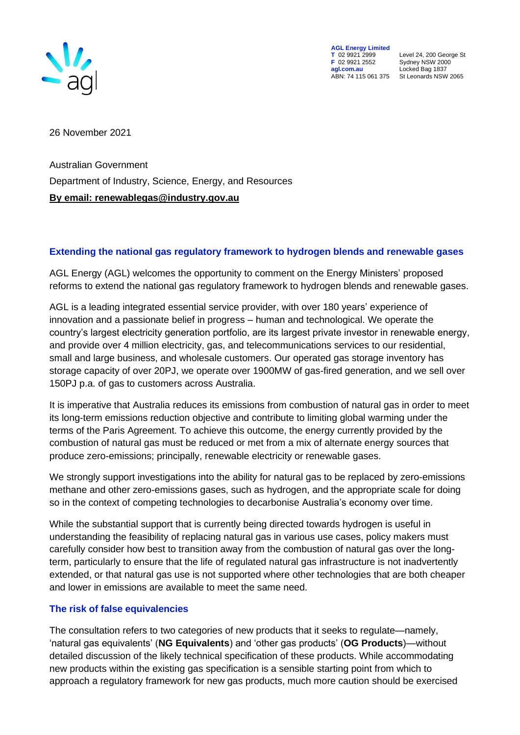**AGL Energy Limited**
**T** 02 9921 2999
**F** 02 9921 2552
**agl.com.au**
ABN: 74 115 061 375

Level 24, 200 George St
Sydney NSW 2000
Locked Bag 1837
St Leonards NSW 2065

26 November 2021

Australian Government
Department of Industry, Science, Energy, and Resources
**By email: renewablegas@industry.gov.au**

## Extending the national gas regulatory framework to hydrogen blends and renewable gases

AGL Energy (AGL) welcomes the opportunity to comment on the Energy Ministers' proposed reforms to extend the national gas regulatory framework to hydrogen blends and renewable gases.

AGL is a leading integrated essential service provider, with over 180 years' experience of innovation and a passionate belief in progress – human and technological. We operate the country's largest electricity generation portfolio, are its largest private investor in renewable energy, and provide over 4 million electricity, gas, and telecommunications services to our residential, small and large business, and wholesale customers. Our operated gas storage inventory has storage capacity of over 20PJ, we operate over 1900MW of gas-fired generation, and we sell over 150PJ p.a. of gas to customers across Australia.

It is imperative that Australia reduces its emissions from combustion of natural gas in order to meet its long-term emissions reduction objective and contribute to limiting global warming under the terms of the Paris Agreement. To achieve this outcome, the energy currently provided by the combustion of natural gas must be reduced or met from a mix of alternate energy sources that produce zero-emissions; principally, renewable electricity or renewable gases.

We strongly support investigations into the ability for natural gas to be replaced by zero-emissions methane and other zero-emissions gases, such as hydrogen, and the appropriate scale for doing so in the context of competing technologies to decarbonise Australia's economy over time.

While the substantial support that is currently being directed towards hydrogen is useful in understanding the feasibility of replacing natural gas in various use cases, policy makers must carefully consider how best to transition away from the combustion of natural gas over the long-term, particularly to ensure that the life of regulated natural gas infrastructure is not inadvertently extended, or that natural gas use is not supported where other technologies that are both cheaper and lower in emissions are available to meet the same need.

### The risk of false equivalencies

The consultation refers to two categories of new products that it seeks to regulate—namely, 'natural gas equivalents' (**NG Equivalents**) and 'other gas products' (**OG Products**)—without detailed discussion of the likely technical specification of these products. While accommodating new products within the existing gas specification is a sensible starting point from which to approach a regulatory framework for new gas products, much more caution should be exercised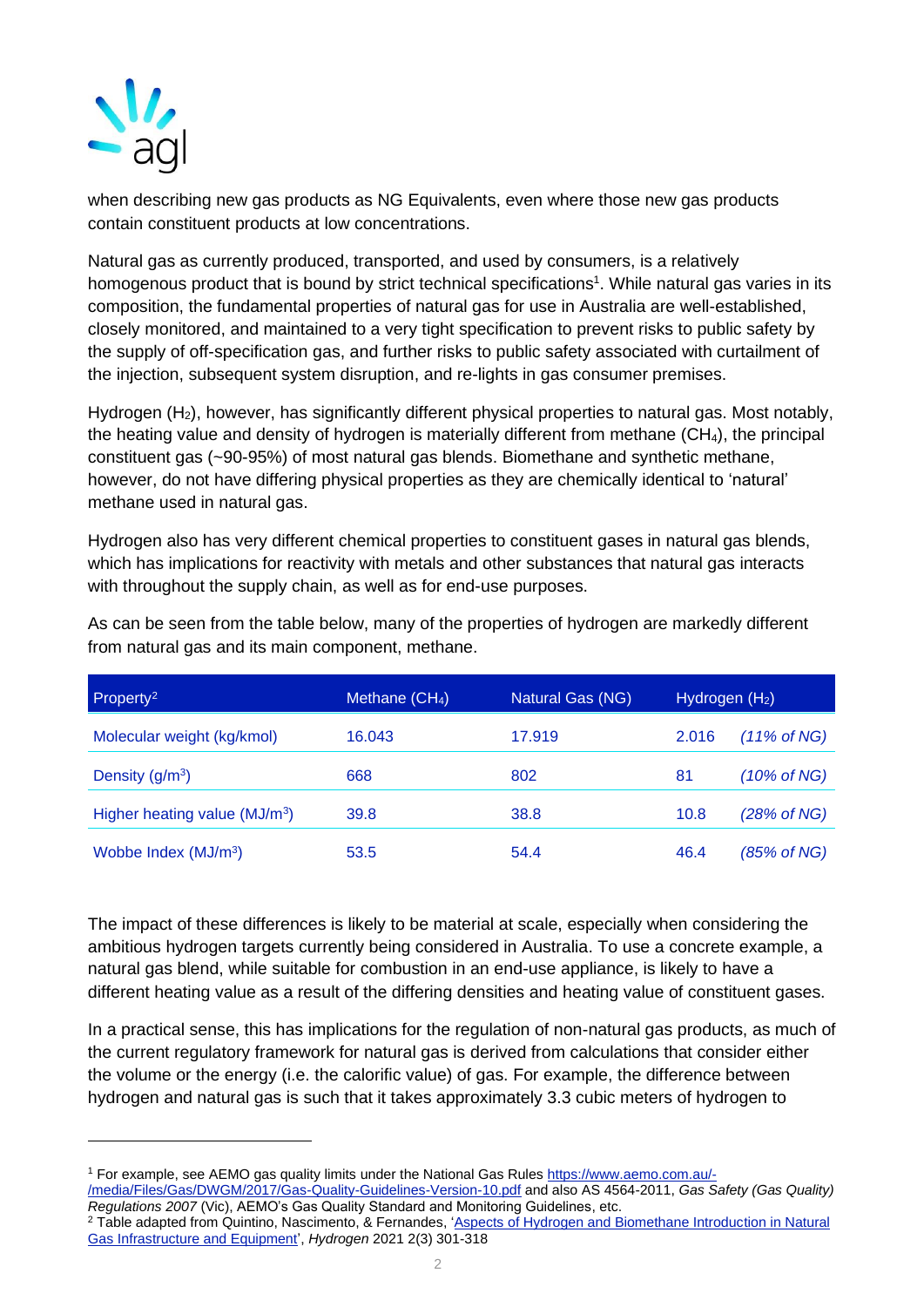when describing new gas products as NG Equivalents, even where those new gas products contain constituent products at low concentrations.

Natural gas as currently produced, transported, and used by consumers, is a relatively homogenous product that is bound by strict technical specifications[1]. While natural gas varies in its composition, the fundamental properties of natural gas for use in Australia are well-established, closely monitored, and maintained to a very tight specification to prevent risks to public safety by the supply of off-specification gas, and further risks to public safety associated with curtailment of the injection, subsequent system disruption, and re-lights in gas consumer premises.

Hydrogen ($H_2$), however, has significantly different physical properties to natural gas. Most notably, the heating value and density of hydrogen is materially different from methane ($CH_4$), the principal constituent gas (~90-95%) of most natural gas blends. Biomethane and synthetic methane, however, do not have differing physical properties as they are chemically identical to 'natural' methane used in natural gas.

Hydrogen also has very different chemical properties to constituent gases in natural gas blends, which has implications for reactivity with metals and other substances that natural gas interacts with throughout the supply chain, as well as for end-use purposes.

As can be seen from the table below, many of the properties of hydrogen are markedly different from natural gas and its main component, methane.

| Property[2] | Methane ($CH_4$) | Natural Gas (NG) | Hydrogen ($H_2$) | |
|---|---|---|---|---|
| Molecular weight (kg/kmol) | 16.043 | 17.919 | 2.016 | *(11% of NG)* |
| Density ($g/m^3$) | 668 | 802 | 81 | *(10% of NG)* |
| Higher heating value ($MJ/m^3$) | 39.8 | 38.8 | 10.8 | *(28% of NG)* |
| Wobbe Index ($MJ/m^3$) | 53.5 | 54.4 | 46.4 | *(85% of NG)* |

The impact of these differences is likely to be material at scale, especially when considering the ambitious hydrogen targets currently being considered in Australia. To use a concrete example, a natural gas blend, while suitable for combustion in an end-use appliance, is likely to have a different heating value as a result of the differing densities and heating value of constituent gases.

In a practical sense, this has implications for the regulation of non-natural gas products, as much of the current regulatory framework for natural gas is derived from calculations that consider either the volume or the energy (i.e. the calorific value) of gas. For example, the difference between hydrogen and natural gas is such that it takes approximately 3.3 cubic meters of hydrogen to

---

[1] For example, see AEMO gas quality limits under the National Gas Rules https://www.aemo.com.au/-/media/Files/Gas/DWGM/2017/Gas-Quality-Guidelines-Version-10.pdf and also AS 4564-2011, *Gas Safety (Gas Quality) Regulations 2007* (Vic), AEMO's Gas Quality Standard and Monitoring Guidelines, etc.

[2] Table adapted from Quintino, Nascimento, & Fernandes, 'Aspects of Hydrogen and Biomethane Introduction in Natural Gas Infrastructure and Equipment', *Hydrogen* 2021 2(3) 301-318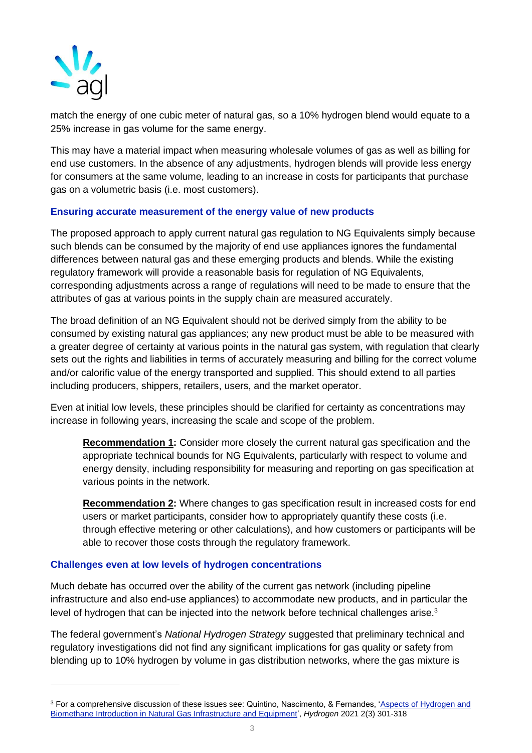match the energy of one cubic meter of natural gas, so a 10% hydrogen blend would equate to a 25% increase in gas volume for the same energy.

This may have a material impact when measuring wholesale volumes of gas as well as billing for end use customers. In the absence of any adjustments, hydrogen blends will provide less energy for consumers at the same volume, leading to an increase in costs for participants that purchase gas on a volumetric basis (i.e. most customers).

## Ensuring accurate measurement of the energy value of new products

The proposed approach to apply current natural gas regulation to NG Equivalents simply because such blends can be consumed by the majority of end use appliances ignores the fundamental differences between natural gas and these emerging products and blends. While the existing regulatory framework will provide a reasonable basis for regulation of NG Equivalents, corresponding adjustments across a range of regulations will need to be made to ensure that the attributes of gas at various points in the supply chain are measured accurately.

The broad definition of an NG Equivalent should not be derived simply from the ability to be consumed by existing natural gas appliances; any new product must be able to be measured with a greater degree of certainty at various points in the natural gas system, with regulation that clearly sets out the rights and liabilities in terms of accurately measuring and billing for the correct volume and/or calorific value of the energy transported and supplied. This should extend to all parties including producers, shippers, retailers, users, and the market operator.

Even at initial low levels, these principles should be clarified for certainty as concentrations may increase in following years, increasing the scale and scope of the problem.

> **Recommendation 1:** Consider more closely the current natural gas specification and the appropriate technical bounds for NG Equivalents, particularly with respect to volume and energy density, including responsibility for measuring and reporting on gas specification at various points in the network.

> **Recommendation 2:** Where changes to gas specification result in increased costs for end users or market participants, consider how to appropriately quantify these costs (i.e. through effective metering or other calculations), and how customers or participants will be able to recover those costs through the regulatory framework.

## Challenges even at low levels of hydrogen concentrations

Much debate has occurred over the ability of the current gas network (including pipeline infrastructure and also end-use appliances) to accommodate new products, and in particular the level of hydrogen that can be injected into the network before technical challenges arise.[3]

The federal government's *National Hydrogen Strategy* suggested that preliminary technical and regulatory investigations did not find any significant implications for gas quality or safety from blending up to 10% hydrogen by volume in gas distribution networks, where the gas mixture is

---

[3] For a comprehensive discussion of these issues see: Quintino, Nascimento, & Fernandes, 'Aspects of Hydrogen and Biomethane Introduction in Natural Gas Infrastructure and Equipment', *Hydrogen* 2021 2(3) 301-318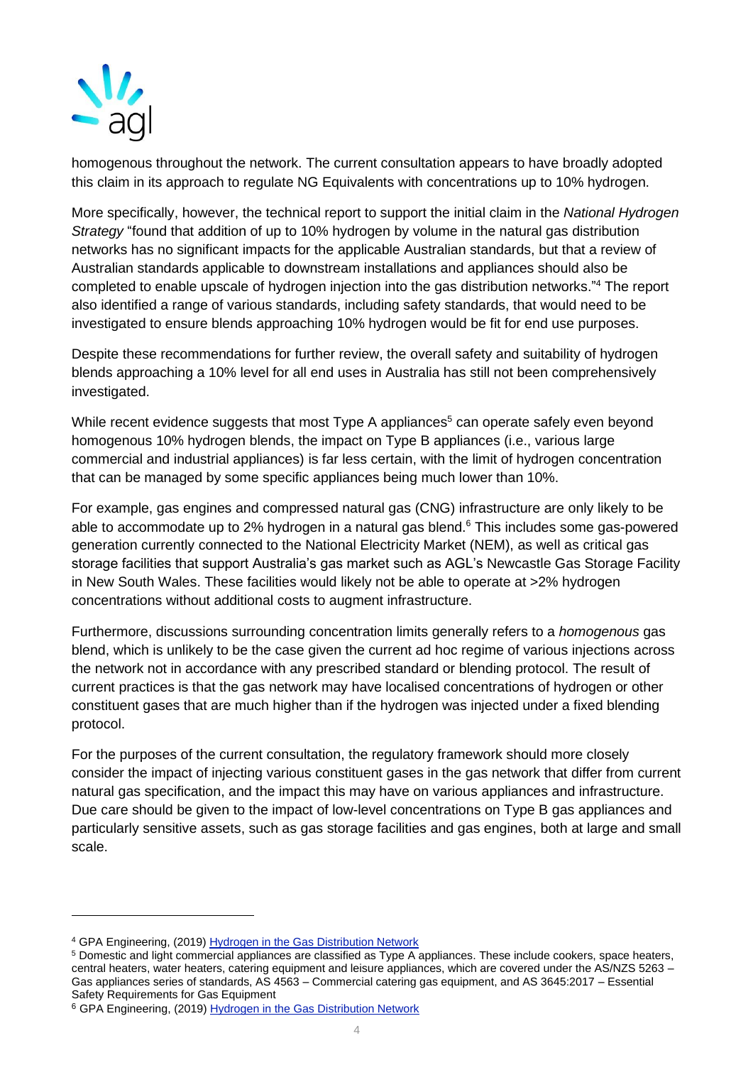homogenous throughout the network. The current consultation appears to have broadly adopted this claim in its approach to regulate NG Equivalents with concentrations up to 10% hydrogen.

More specifically, however, the technical report to support the initial claim in the *National Hydrogen Strategy* "found that addition of up to 10% hydrogen by volume in the natural gas distribution networks has no significant impacts for the applicable Australian standards, but that a review of Australian standards applicable to downstream installations and appliances should also be completed to enable upscale of hydrogen injection into the gas distribution networks."[4] The report also identified a range of various standards, including safety standards, that would need to be investigated to ensure blends approaching 10% hydrogen would be fit for end use purposes.

Despite these recommendations for further review, the overall safety and suitability of hydrogen blends approaching a 10% level for all end uses in Australia has still not been comprehensively investigated.

While recent evidence suggests that most Type A appliances[5] can operate safely even beyond homogenous 10% hydrogen blends, the impact on Type B appliances (i.e., various large commercial and industrial appliances) is far less certain, with the limit of hydrogen concentration that can be managed by some specific appliances being much lower than 10%.

For example, gas engines and compressed natural gas (CNG) infrastructure are only likely to be able to accommodate up to 2% hydrogen in a natural gas blend.[6] This includes some gas-powered generation currently connected to the National Electricity Market (NEM), as well as critical gas storage facilities that support Australia's gas market such as AGL's Newcastle Gas Storage Facility in New South Wales. These facilities would likely not be able to operate at >2% hydrogen concentrations without additional costs to augment infrastructure.

Furthermore, discussions surrounding concentration limits generally refers to a *homogenous* gas blend, which is unlikely to be the case given the current ad hoc regime of various injections across the network not in accordance with any prescribed standard or blending protocol. The result of current practices is that the gas network may have localised concentrations of hydrogen or other constituent gases that are much higher than if the hydrogen was injected under a fixed blending protocol.

For the purposes of the current consultation, the regulatory framework should more closely consider the impact of injecting various constituent gases in the gas network that differ from current natural gas specification, and the impact this may have on various appliances and infrastructure. Due care should be given to the impact of low-level concentrations on Type B gas appliances and particularly sensitive assets, such as gas storage facilities and gas engines, both at large and small scale.

---

[4] GPA Engineering, (2019) [Hydrogen in the Gas Distribution Network]

[5] Domestic and light commercial appliances are classified as Type A appliances. These include cookers, space heaters, central heaters, water heaters, catering equipment and leisure appliances, which are covered under the AS/NZS 5263 – Gas appliances series of standards, AS 4563 – Commercial catering gas equipment, and AS 3645:2017 – Essential Safety Requirements for Gas Equipment

[6] GPA Engineering, (2019) [Hydrogen in the Gas Distribution Network]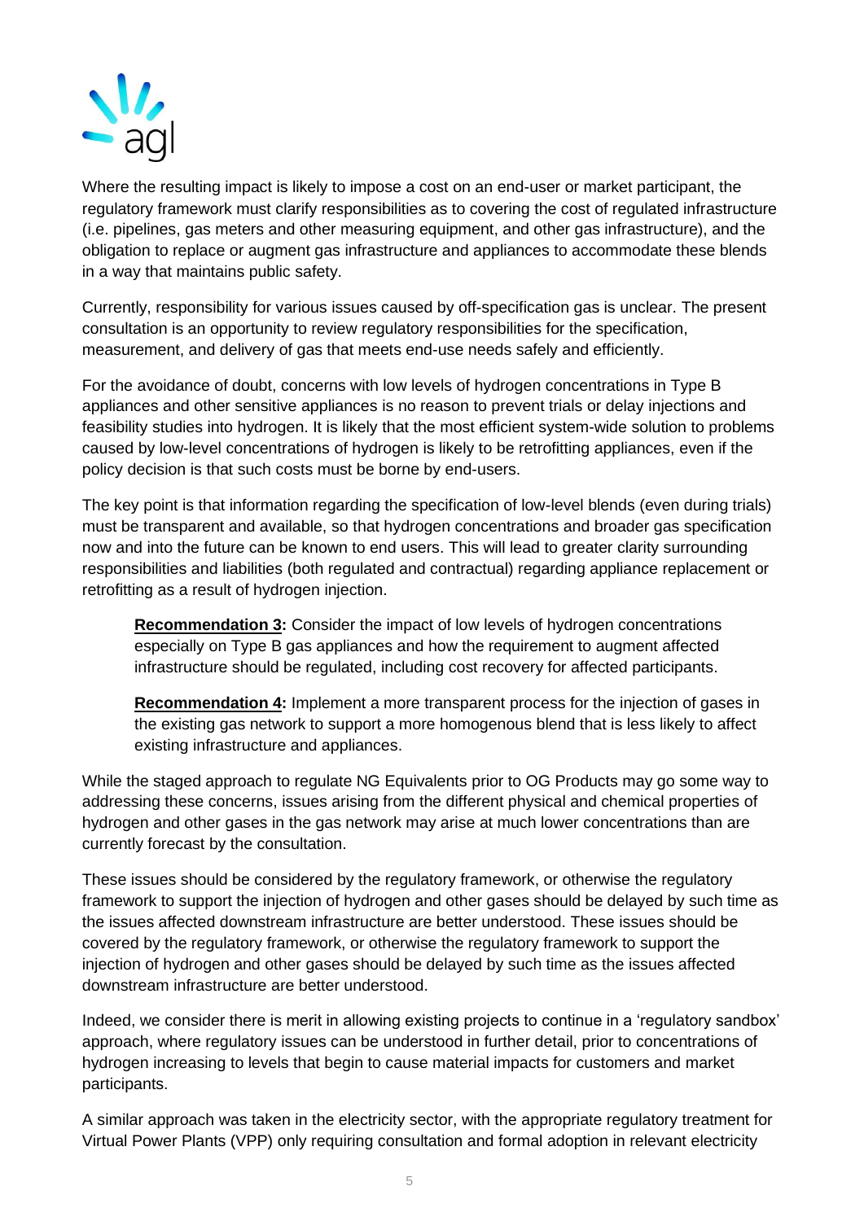Where the resulting impact is likely to impose a cost on an end-user or market participant, the regulatory framework must clarify responsibilities as to covering the cost of regulated infrastructure (i.e. pipelines, gas meters and other measuring equipment, and other gas infrastructure), and the obligation to replace or augment gas infrastructure and appliances to accommodate these blends in a way that maintains public safety.

Currently, responsibility for various issues caused by off-specification gas is unclear. The present consultation is an opportunity to review regulatory responsibilities for the specification, measurement, and delivery of gas that meets end-use needs safely and efficiently.

For the avoidance of doubt, concerns with low levels of hydrogen concentrations in Type B appliances and other sensitive appliances is no reason to prevent trials or delay injections and feasibility studies into hydrogen. It is likely that the most efficient system-wide solution to problems caused by low-level concentrations of hydrogen is likely to be retrofitting appliances, even if the policy decision is that such costs must be borne by end-users.

The key point is that information regarding the specification of low-level blends (even during trials) must be transparent and available, so that hydrogen concentrations and broader gas specification now and into the future can be known to end users. This will lead to greater clarity surrounding responsibilities and liabilities (both regulated and contractual) regarding appliance replacement or retrofitting as a result of hydrogen injection.

> **Recommendation 3:** Consider the impact of low levels of hydrogen concentrations especially on Type B gas appliances and how the requirement to augment affected infrastructure should be regulated, including cost recovery for affected participants.
>
> **Recommendation 4:** Implement a more transparent process for the injection of gases in the existing gas network to support a more homogenous blend that is less likely to affect existing infrastructure and appliances.

While the staged approach to regulate NG Equivalents prior to OG Products may go some way to addressing these concerns, issues arising from the different physical and chemical properties of hydrogen and other gases in the gas network may arise at much lower concentrations than are currently forecast by the consultation.

These issues should be considered by the regulatory framework, or otherwise the regulatory framework to support the injection of hydrogen and other gases should be delayed by such time as the issues affected downstream infrastructure are better understood. These issues should be covered by the regulatory framework, or otherwise the regulatory framework to support the injection of hydrogen and other gases should be delayed by such time as the issues affected downstream infrastructure are better understood.

Indeed, we consider there is merit in allowing existing projects to continue in a 'regulatory sandbox' approach, where regulatory issues can be understood in further detail, prior to concentrations of hydrogen increasing to levels that begin to cause material impacts for customers and market participants.

A similar approach was taken in the electricity sector, with the appropriate regulatory treatment for Virtual Power Plants (VPP) only requiring consultation and formal adoption in relevant electricity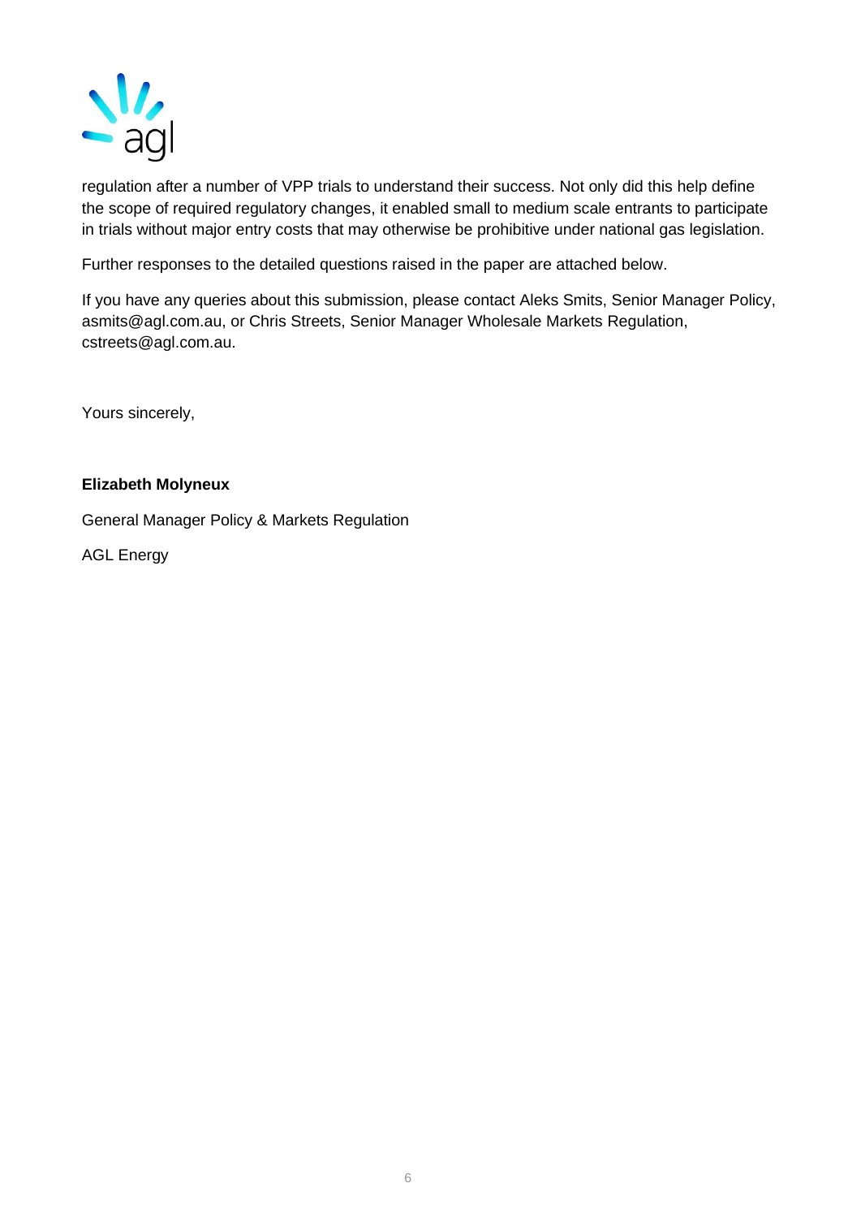regulation after a number of VPP trials to understand their success. Not only did this help define the scope of required regulatory changes, it enabled small to medium scale entrants to participate in trials without major entry costs that may otherwise be prohibitive under national gas legislation.

Further responses to the detailed questions raised in the paper are attached below.

If you have any queries about this submission, please contact Aleks Smits, Senior Manager Policy, asmits@agl.com.au, or Chris Streets, Senior Manager Wholesale Markets Regulation, cstreets@agl.com.au.

Yours sincerely,

**Elizabeth Molyneux**

General Manager Policy & Markets Regulation

AGL Energy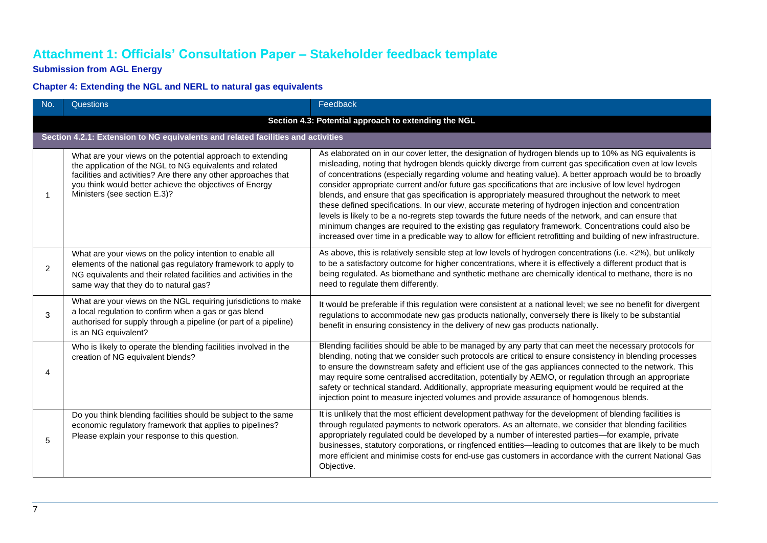# Attachment 1: Officials' Consultation Paper – Stakeholder feedback template

**Submission from AGL Energy**

### Chapter 4: Extending the NGL and NERL to natural gas equivalents

| No. | Questions | Feedback |
|---|---|---|
| | | **Section 4.3: Potential approach to extending the NGL** |
| **Section 4.2.1: Extension to NG equivalents and related facilities and activities** | | |
| 1 | What are your views on the potential approach to extending the application of the NGL to NG equivalents and related facilities and activities? Are there any other approaches that you think would better achieve the objectives of Energy Ministers (see section E.3)? | As elaborated on in our cover letter, the designation of hydrogen blends up to 10% as NG equivalents is misleading, noting that hydrogen blends quickly diverge from current gas specification even at low levels of concentrations (especially regarding volume and heating value). A better approach would be to broadly consider appropriate current and/or future gas specifications that are inclusive of low level hydrogen blends, and ensure that gas specification is appropriately measured throughout the network to meet these defined specifications. In our view, accurate metering of hydrogen injection and concentration levels is likely to be a no-regrets step towards the future needs of the network, and can ensure that minimum changes are required to the existing gas regulatory framework. Concentrations could also be increased over time in a predicable way to allow for efficient retrofitting and building of new infrastructure. |
| 2 | What are your views on the policy intention to enable all elements of the national gas regulatory framework to apply to NG equivalents and their related facilities and activities in the same way that they do to natural gas? | As above, this is relatively sensible step at low levels of hydrogen concentrations (i.e. <2%), but unlikely to be a satisfactory outcome for higher concentrations, where it is effectively a different product that is being regulated. As biomethane and synthetic methane are chemically identical to methane, there is no need to regulate them differently. |
| 3 | What are your views on the NGL requiring jurisdictions to make a local regulation to confirm when a gas or gas blend authorised for supply through a pipeline (or part of a pipeline) is an NG equivalent? | It would be preferable if this regulation were consistent at a national level; we see no benefit for divergent regulations to accommodate new gas products nationally, conversely there is likely to be substantial benefit in ensuring consistency in the delivery of new gas products nationally. |
| 4 | Who is likely to operate the blending facilities involved in the creation of NG equivalent blends? | Blending facilities should be able to be managed by any party that can meet the necessary protocols for blending, noting that we consider such protocols are critical to ensure consistency in blending processes to ensure the downstream safety and efficient use of the gas appliances connected to the network. This may require some centralised accreditation, potentially by AEMO, or regulation through an appropriate safety or technical standard. Additionally, appropriate measuring equipment would be required at the injection point to measure injected volumes and provide assurance of homogenous blends. |
| 5 | Do you think blending facilities should be subject to the same economic regulatory framework that applies to pipelines? Please explain your response to this question. | It is unlikely that the most efficient development pathway for the development of blending facilities is through regulated payments to network operators. As an alternate, we consider that blending facilities appropriately regulated could be developed by a number of interested parties—for example, private businesses, statutory corporations, or ringfenced entities—leading to outcomes that are likely to be much more efficient and minimise costs for end-use gas customers in accordance with the current National Gas Objective. |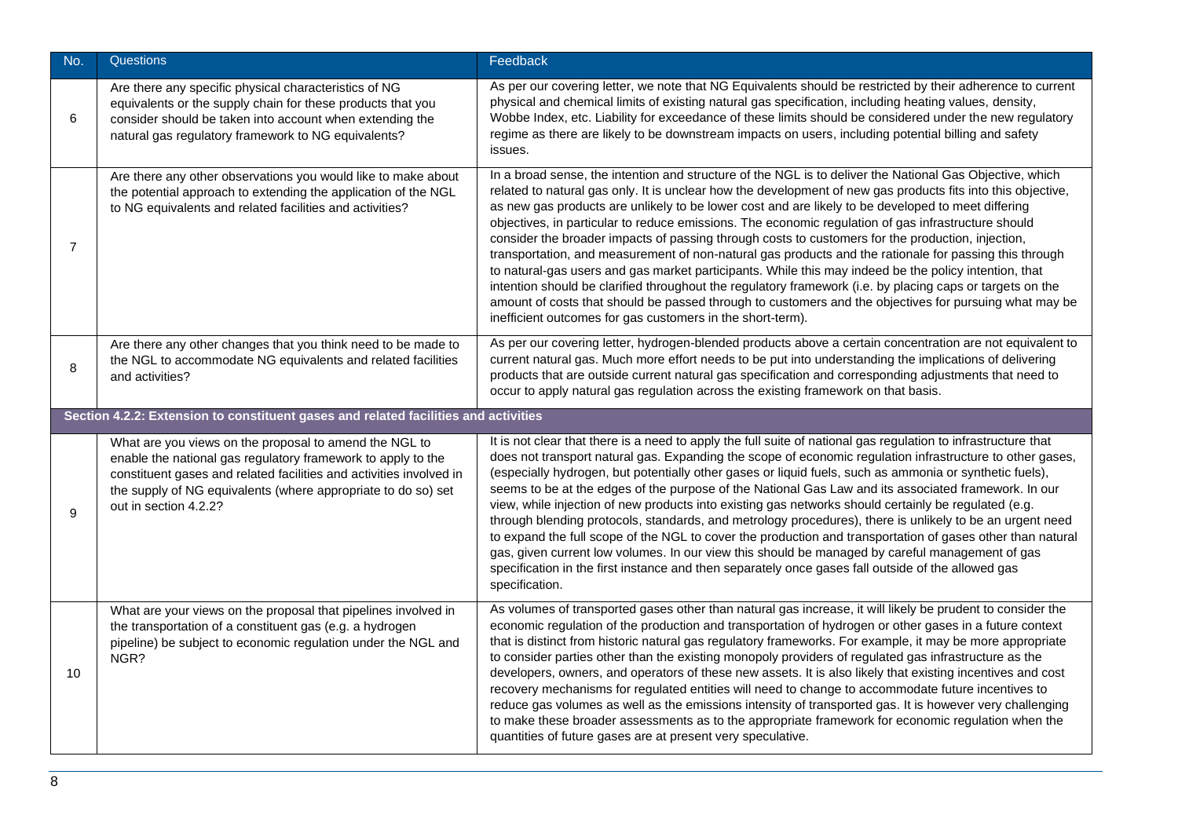| No. | Questions | Feedback |
|---|---|---|
| 6 | Are there any specific physical characteristics of NG equivalents or the supply chain for these products that you consider should be taken into account when extending the natural gas regulatory framework to NG equivalents? | As per our covering letter, we note that NG Equivalents should be restricted by their adherence to current physical and chemical limits of existing natural gas specification, including heating values, density, Wobbe Index, etc. Liability for exceedance of these limits should be considered under the new regulatory regime as there are likely to be downstream impacts on users, including potential billing and safety issues. |
| 7 | Are there any other observations you would like to make about the potential approach to extending the application of the NGL to NG equivalents and related facilities and activities? | In a broad sense, the intention and structure of the NGL is to deliver the National Gas Objective, which related to natural gas only. It is unclear how the development of new gas products fits into this objective, as new gas products are unlikely to be lower cost and are likely to be developed to meet differing objectives, in particular to reduce emissions. The economic regulation of gas infrastructure should consider the broader impacts of passing through costs to customers for the production, injection, transportation, and measurement of non-natural gas products and the rationale for passing this through to natural-gas users and gas market participants. While this may indeed be the policy intention, that intention should be clarified throughout the regulatory framework (i.e. by placing caps or targets on the amount of costs that should be passed through to customers and the objectives for pursuing what may be inefficient outcomes for gas customers in the short-term). |
| 8 | Are there any other changes that you think need to be made to the NGL to accommodate NG equivalents and related facilities and activities? | As per our covering letter, hydrogen-blended products above a certain concentration are not equivalent to current natural gas. Much more effort needs to be put into understanding the implications of delivering products that are outside current natural gas specification and corresponding adjustments that need to occur to apply natural gas regulation across the existing framework on that basis. |
| **Section 4.2.2: Extension to constituent gases and related facilities and activities** | | |
| 9 | What are you views on the proposal to amend the NGL to enable the national gas regulatory framework to apply to the constituent gases and related facilities and activities involved in the supply of NG equivalents (where appropriate to do so) set out in section 4.2.2? | It is not clear that there is a need to apply the full suite of national gas regulation to infrastructure that does not transport natural gas. Expanding the scope of economic regulation infrastructure to other gases, (especially hydrogen, but potentially other gases or liquid fuels, such as ammonia or synthetic fuels), seems to be at the edges of the purpose of the National Gas Law and its associated framework. In our view, while injection of new products into existing gas networks should certainly be regulated (e.g. through blending protocols, standards, and metrology procedures), there is unlikely to be an urgent need to expand the full scope of the NGL to cover the production and transportation of gases other than natural gas, given current low volumes. In our view this should be managed by careful management of gas specification in the first instance and then separately once gases fall outside of the allowed gas specification. |
| 10 | What are your views on the proposal that pipelines involved in the transportation of a constituent gas (e.g. a hydrogen pipeline) be subject to economic regulation under the NGL and NGR? | As volumes of transported gases other than natural gas increase, it will likely be prudent to consider the economic regulation of the production and transportation of hydrogen or other gases in a future context that is distinct from historic natural gas regulatory frameworks. For example, it may be more appropriate to consider parties other than the existing monopoly providers of regulated gas infrastructure as the developers, owners, and operators of these new assets. It is also likely that existing incentives and cost recovery mechanisms for regulated entities will need to change to accommodate future incentives to reduce gas volumes as well as the emissions intensity of transported gas. It is however very challenging to make these broader assessments as to the appropriate framework for economic regulation when the quantities of future gases are at present very speculative. |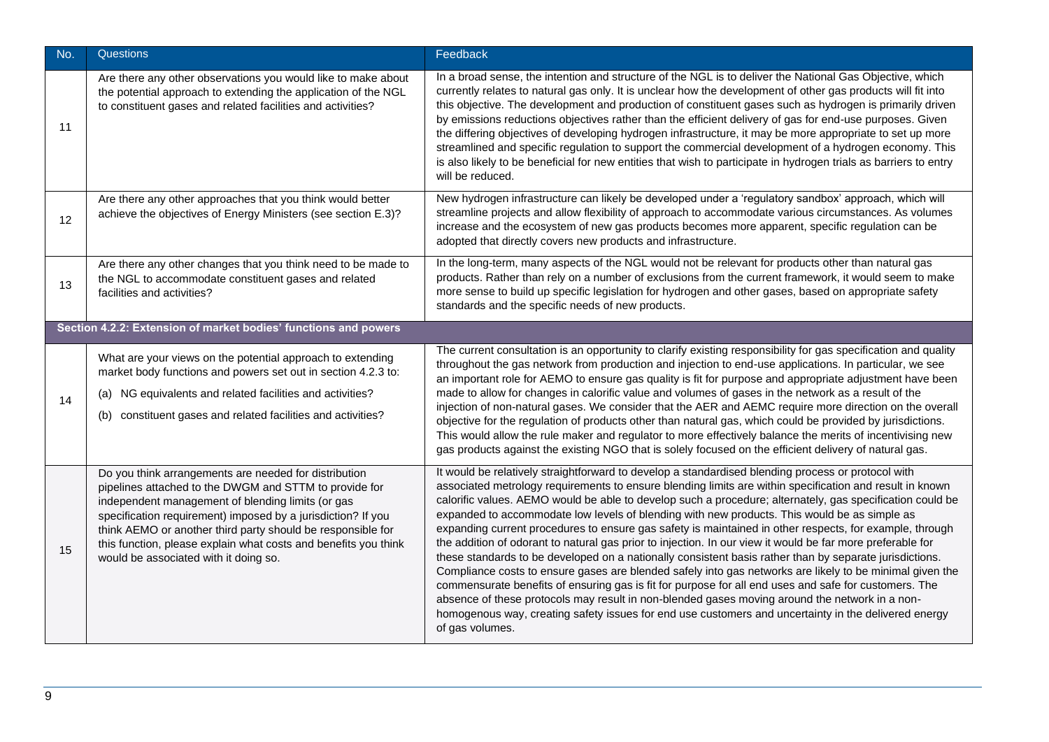| No. | Questions | Feedback |
| --- | --- | --- |
| 11 | Are there any other observations you would like to make about the potential approach to extending the application of the NGL to constituent gases and related facilities and activities? | In a broad sense, the intention and structure of the NGL is to deliver the National Gas Objective, which currently relates to natural gas only. It is unclear how the development of other gas products will fit into this objective. The development and production of constituent gases such as hydrogen is primarily driven by emissions reductions objectives rather than the efficient delivery of gas for end-use purposes. Given the differing objectives of developing hydrogen infrastructure, it may be more appropriate to set up more streamlined and specific regulation to support the commercial development of a hydrogen economy. This is also likely to be beneficial for new entities that wish to participate in hydrogen trials as barriers to entry will be reduced. |
| 12 | Are there any other approaches that you think would better achieve the objectives of Energy Ministers (see section E.3)? | New hydrogen infrastructure can likely be developed under a 'regulatory sandbox' approach, which will streamline projects and allow flexibility of approach to accommodate various circumstances. As volumes increase and the ecosystem of new gas products becomes more apparent, specific regulation can be adopted that directly covers new products and infrastructure. |
| 13 | Are there any other changes that you think need to be made to the NGL to accommodate constituent gases and related facilities and activities? | In the long-term, many aspects of the NGL would not be relevant for products other than natural gas products. Rather than rely on a number of exclusions from the current framework, it would seem to make more sense to build up specific legislation for hydrogen and other gases, based on appropriate safety standards and the specific needs of new products. |
| **Section 4.2.2: Extension of market bodies' functions and powers** | | |
| 14 | What are your views on the potential approach to extending market body functions and powers set out in section 4.2.3 to:<br>(a) NG equivalents and related facilities and activities?<br>(b) constituent gases and related facilities and activities? | The current consultation is an opportunity to clarify existing responsibility for gas specification and quality throughout the gas network from production and injection to end-use applications. In particular, we see an important role for AEMO to ensure gas quality is fit for purpose and appropriate adjustment have been made to allow for changes in calorific value and volumes of gases in the network as a result of the injection of non-natural gases. We consider that the AER and AEMC require more direction on the overall objective for the regulation of products other than natural gas, which could be provided by jurisdictions. This would allow the rule maker and regulator to more effectively balance the merits of incentivising new gas products against the existing NGO that is solely focused on the efficient delivery of natural gas. |
| 15 | Do you think arrangements are needed for distribution pipelines attached to the DWGM and STTM to provide for independent management of blending limits (or gas specification requirement) imposed by a jurisdiction? If you think AEMO or another third party should be responsible for this function, please explain what costs and benefits you think would be associated with it doing so. | It would be relatively straightforward to develop a standardised blending process or protocol with associated metrology requirements to ensure blending limits are within specification and result in known calorific values. AEMO would be able to develop such a procedure; alternately, gas specification could be expanded to accommodate low levels of blending with new products. This would be as simple as expanding current procedures to ensure gas safety is maintained in other respects, for example, through the addition of odorant to natural gas prior to injection. In our view it would be far more preferable for these standards to be developed on a nationally consistent basis rather than by separate jurisdictions. Compliance costs to ensure gases are blended safely into gas networks are likely to be minimal given the commensurate benefits of ensuring gas is fit for purpose for all end uses and safe for customers. The absence of these protocols may result in non-blended gases moving around the network in a non-homogenous way, creating safety issues for end use customers and uncertainty in the delivered energy of gas volumes. |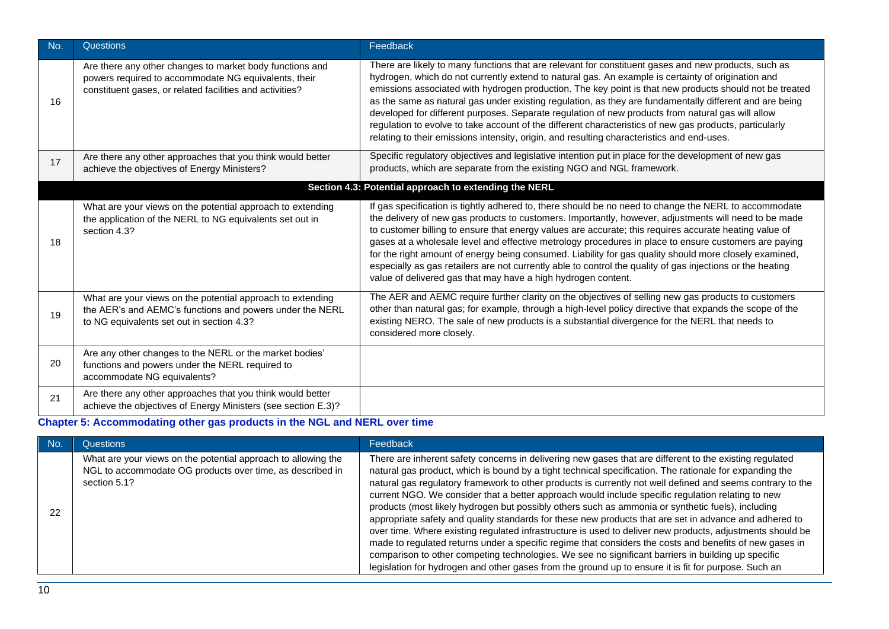| No. | Questions | Feedback |
|---|---|---|
| 16 | Are there any other changes to market body functions and powers required to accommodate NG equivalents, their constituent gases, or related facilities and activities? | There are likely to many functions that are relevant for constituent gases and new products, such as hydrogen, which do not currently extend to natural gas. An example is certainty of origination and emissions associated with hydrogen production. The key point is that new products should not be treated as the same as natural gas under existing regulation, as they are fundamentally different and are being developed for different purposes. Separate regulation of new products from natural gas will allow regulation to evolve to take account of the different characteristics of new gas products, particularly relating to their emissions intensity, origin, and resulting characteristics and end-uses. |
| 17 | Are there any other approaches that you think would better achieve the objectives of Energy Ministers? | Specific regulatory objectives and legislative intention put in place for the development of new gas products, which are separate from the existing NGO and NGL framework. |
| | **Section 4.3: Potential approach to extending the NERL** | |
| 18 | What are your views on the potential approach to extending the application of the NERL to NG equivalents set out in section 4.3? | If gas specification is tightly adhered to, there should be no need to change the NERL to accommodate the delivery of new gas products to customers. Importantly, however, adjustments will need to be made to customer billing to ensure that energy values are accurate; this requires accurate heating value of gases at a wholesale level and effective metrology procedures in place to ensure customers are paying for the right amount of energy being consumed. Liability for gas quality should more closely examined, especially as gas retailers are not currently able to control the quality of gas injections or the heating value of delivered gas that may have a high hydrogen content. |
| 19 | What are your views on the potential approach to extending the AER's and AEMC's functions and powers under the NERL to NG equivalents set out in section 4.3? | The AER and AEMC require further clarity on the objectives of selling new gas products to customers other than natural gas; for example, through a high-level policy directive that expands the scope of the existing NERO. The sale of new products is a substantial divergence for the NERL that needs to considered more closely. |
| 20 | Are any other changes to the NERL or the market bodies' functions and powers under the NERL required to accommodate NG equivalents? | |
| 21 | Are there any other approaches that you think would better achieve the objectives of Energy Ministers (see section E.3)? | |

## Chapter 5: Accommodating other gas products in the NGL and NERL over time

| No. | Questions | Feedback |
|---|---|---|
| 22 | What are your views on the potential approach to allowing the NGL to accommodate OG products over time, as described in section 5.1? | There are inherent safety concerns in delivering new gases that are different to the existing regulated natural gas product, which is bound by a tight technical specification. The rationale for expanding the natural gas regulatory framework to other products is currently not well defined and seems contrary to the current NGO. We consider that a better approach would include specific regulation relating to new products (most likely hydrogen but possibly others such as ammonia or synthetic fuels), including appropriate safety and quality standards for these new products that are set in advance and adhered to over time. Where existing regulated infrastructure is used to deliver new products, adjustments should be made to regulated returns under a specific regime that considers the costs and benefits of new gases in comparison to other competing technologies. We see no significant barriers in building up specific legislation for hydrogen and other gases from the ground up to ensure it is fit for purpose. Such an |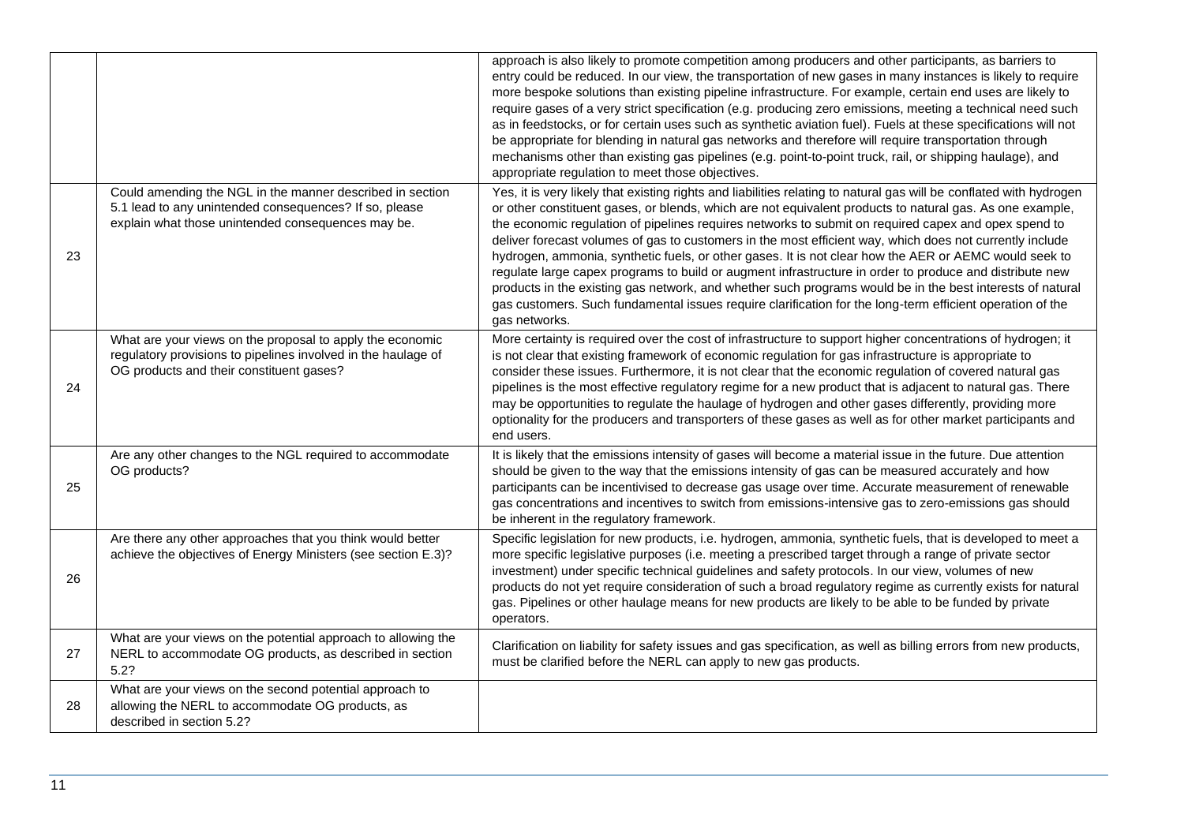| | | |
|---|---|---|
| | | approach is also likely to promote competition among producers and other participants, as barriers to entry could be reduced. In our view, the transportation of new gases in many instances is likely to require more bespoke solutions than existing pipeline infrastructure. For example, certain end uses are likely to require gases of a very strict specification (e.g. producing zero emissions, meeting a technical need such as in feedstocks, or for certain uses such as synthetic aviation fuel). Fuels at these specifications will not be appropriate for blending in natural gas networks and therefore will require transportation through mechanisms other than existing gas pipelines (e.g. point-to-point truck, rail, or shipping haulage), and appropriate regulation to meet those objectives. |
| 23 | Could amending the NGL in the manner described in section 5.1 lead to any unintended consequences? If so, please explain what those unintended consequences may be. | Yes, it is very likely that existing rights and liabilities relating to natural gas will be conflated with hydrogen or other constituent gases, or blends, which are not equivalent products to natural gas. As one example, the economic regulation of pipelines requires networks to submit on required capex and opex spend to deliver forecast volumes of gas to customers in the most efficient way, which does not currently include hydrogen, ammonia, synthetic fuels, or other gases. It is not clear how the AER or AEMC would seek to regulate large capex programs to build or augment infrastructure in order to produce and distribute new products in the existing gas network, and whether such programs would be in the best interests of natural gas customers. Such fundamental issues require clarification for the long-term efficient operation of the gas networks. |
| 24 | What are your views on the proposal to apply the economic regulatory provisions to pipelines involved in the haulage of OG products and their constituent gases? | More certainty is required over the cost of infrastructure to support higher concentrations of hydrogen; it is not clear that existing framework of economic regulation for gas infrastructure is appropriate to consider these issues. Furthermore, it is not clear that the economic regulation of covered natural gas pipelines is the most effective regulatory regime for a new product that is adjacent to natural gas. There may be opportunities to regulate the haulage of hydrogen and other gases differently, providing more optionality for the producers and transporters of these gases as well as for other market participants and end users. |
| 25 | Are any other changes to the NGL required to accommodate OG products? | It is likely that the emissions intensity of gases will become a material issue in the future. Due attention should be given to the way that the emissions intensity of gas can be measured accurately and how participants can be incentivised to decrease gas usage over time. Accurate measurement of renewable gas concentrations and incentives to switch from emissions-intensive gas to zero-emissions gas should be inherent in the regulatory framework. |
| 26 | Are there any other approaches that you think would better achieve the objectives of Energy Ministers (see section E.3)? | Specific legislation for new products, i.e. hydrogen, ammonia, synthetic fuels, that is developed to meet a more specific legislative purposes (i.e. meeting a prescribed target through a range of private sector investment) under specific technical guidelines and safety protocols. In our view, volumes of new products do not yet require consideration of such a broad regulatory regime as currently exists for natural gas. Pipelines or other haulage means for new products are likely to be able to be funded by private operators. |
| 27 | What are your views on the potential approach to allowing the NERL to accommodate OG products, as described in section 5.2? | Clarification on liability for safety issues and gas specification, as well as billing errors from new products, must be clarified before the NERL can apply to new gas products. |
| 28 | What are your views on the second potential approach to allowing the NERL to accommodate OG products, as described in section 5.2? | |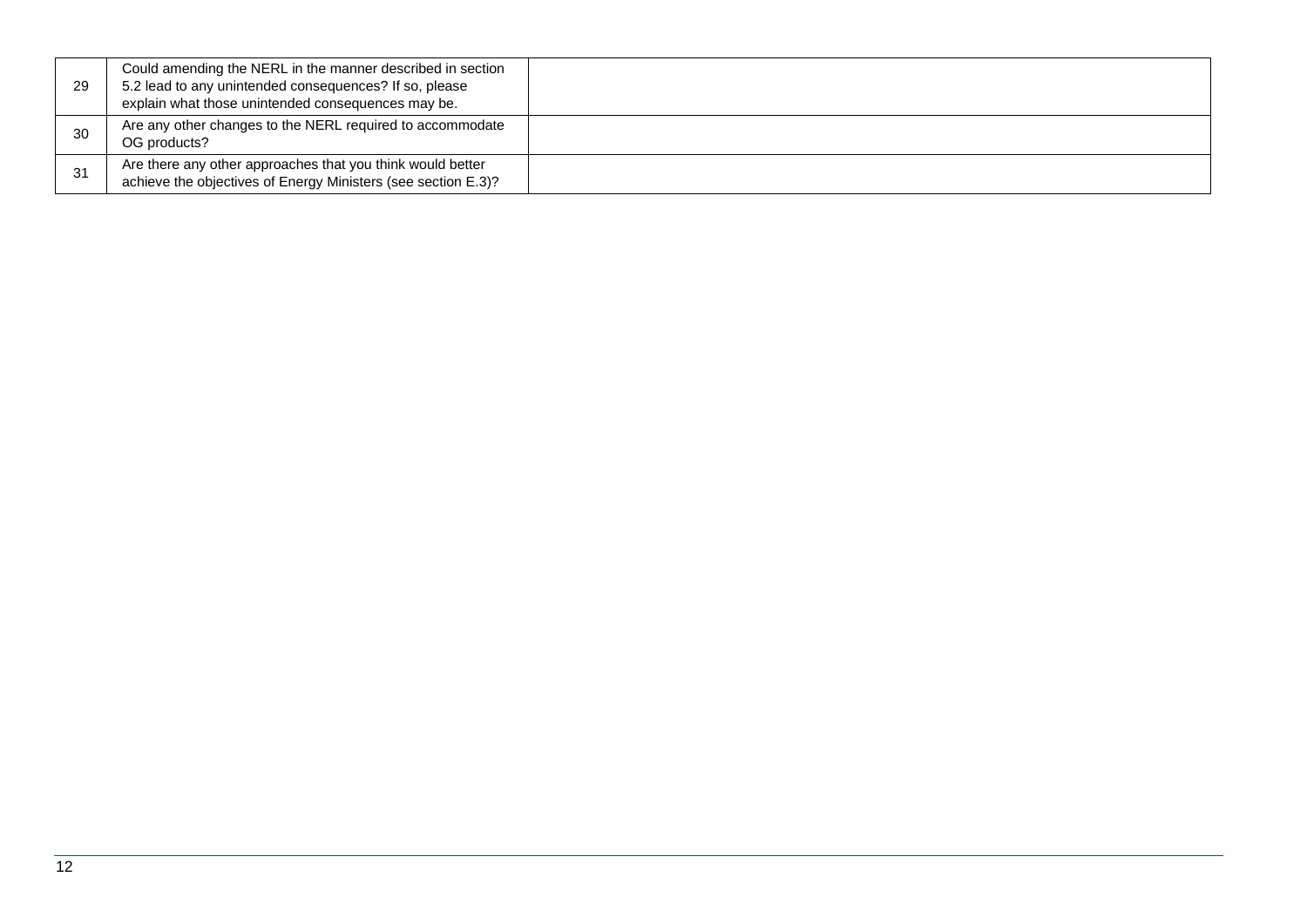| | | |
|---|---|---|
| 29 | Could amending the NERL in the manner described in section 5.2 lead to any unintended consequences? If so, please explain what those unintended consequences may be. | |
| 30 | Are any other changes to the NERL required to accommodate OG products? | |
| 31 | Are there any other approaches that you think would better achieve the objectives of Energy Ministers (see section E.3)? | |